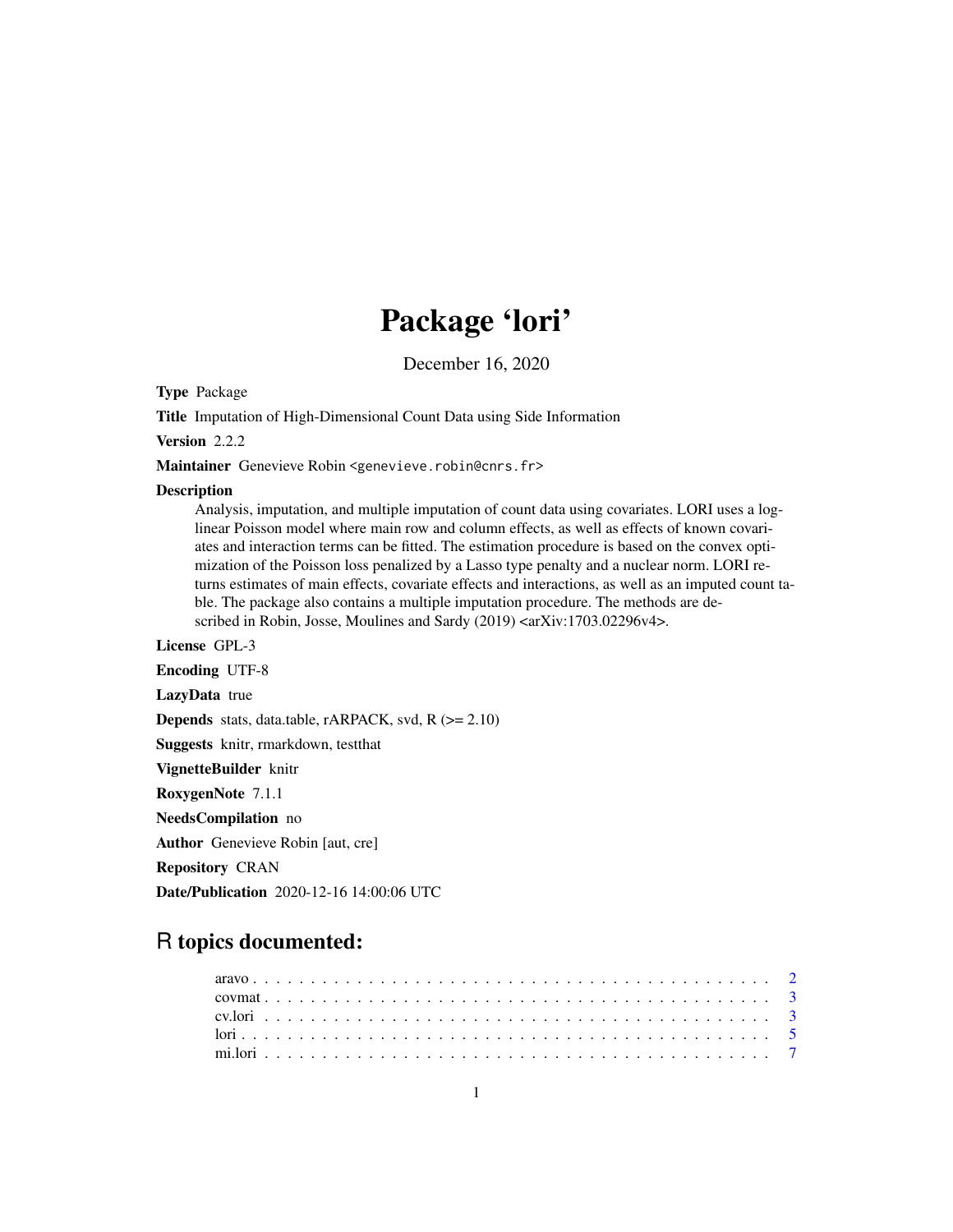# Package 'lori'

December 16, 2020

**Type** Package

**Title** Imputation of High-Dimensional Count Data using Side Information

**Version** 2.2.2

**Maintainer** Genevieve Robin <genevieve.robin@cnrs.fr>

**Description**
Analysis, imputation, and multiple imputation of count data using covariates. LORI uses a log-linear Poisson model where main row and column effects, as well as effects of known covariates and interaction terms can be fitted. The estimation procedure is based on the convex optimization of the Poisson loss penalized by a Lasso type penalty and a nuclear norm. LORI returns estimates of main effects, covariate effects and interactions, as well as an imputed count table. The package also contains a multiple imputation procedure. The methods are described in Robin, Josse, Moulines and Sardy (2019) <arXiv:1703.02296v4>.

**License** GPL-3

**Encoding** UTF-8

**LazyData** true

**Depends** stats, data.table, rARPACK, svd, R (>= 2.10)

**Suggests** knitr, rmarkdown, testthat

**VignetteBuilder** knitr

**RoxygenNote** 7.1.1

**NeedsCompilation** no

**Author** Genevieve Robin [aut, cre]

**Repository** CRAN

**Date/Publication** 2020-12-16 14:00:06 UTC

## R topics documented:

- aravo . . . . . . . . . . . . . . . . . . . . . . . . . . . . . . . . . . . . . . . . . 2
- covmat . . . . . . . . . . . . . . . . . . . . . . . . . . . . . . . . . . . . . . . . 3
- cv.lori . . . . . . . . . . . . . . . . . . . . . . . . . . . . . . . . . . . . . . . . 3
- lori . . . . . . . . . . . . . . . . . . . . . . . . . . . . . . . . . . . . . . . . . . 5
- mi.lori . . . . . . . . . . . . . . . . . . . . . . . . . . . . . . . . . . . . . . . . 7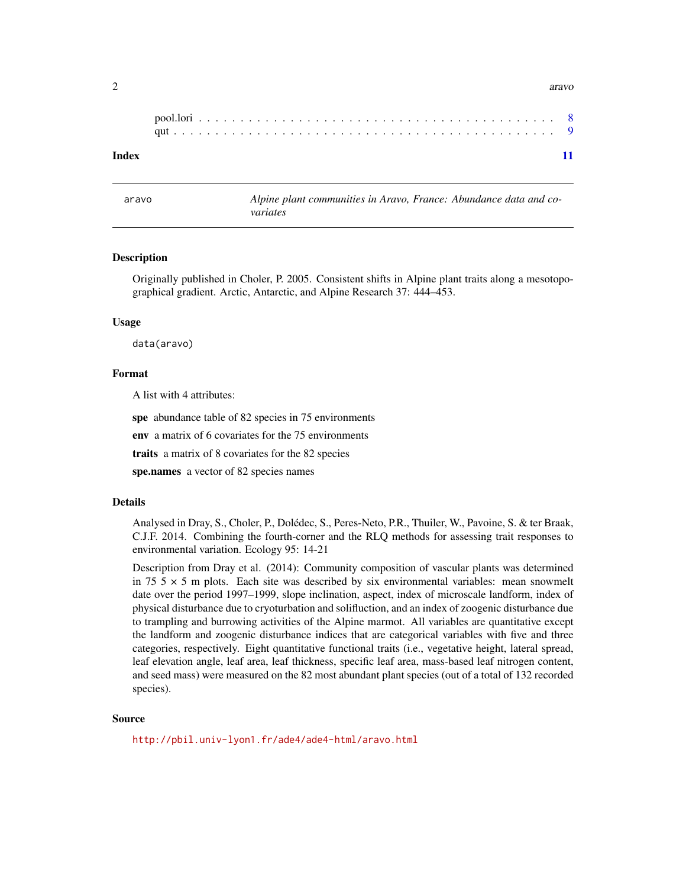pool.lori . . . . . . . . . . . . . . . . . . . . . . . . . . . . . . . . . . . . . . . . . 8
qut . . . . . . . . . . . . . . . . . . . . . . . . . . . . . . . . . . . . . . . . . . . . 9

**Index** 11

---

aravo — *Alpine plant communities in Aravo, France: Abundance data and covariates*

---

### Description

Originally published in Choler, P. 2005. Consistent shifts in Alpine plant traits along a mesotopographical gradient. Arctic, Antarctic, and Alpine Research 37: 444–453.

### Usage

```
data(aravo)
```

### Format

A list with 4 attributes:

**spe** abundance table of 82 species in 75 environments

**env** a matrix of 6 covariates for the 75 environments

**traits** a matrix of 8 covariates for the 82 species

**spe.names** a vector of 82 species names

### Details

Analysed in Dray, S., Choler, P., Dolédec, S., Peres-Neto, P.R., Thuiler, W., Pavoine, S. & ter Braak, C.J.F. 2014. Combining the fourth-corner and the RLQ methods for assessing trait responses to environmental variation. Ecology 95: 14-21

Description from Dray et al. (2014): Community composition of vascular plants was determined in 75 $5 \times 5$ m plots. Each site was described by six environmental variables: mean snowmelt date over the period 1997–1999, slope inclination, aspect, index of microscale landform, index of physical disturbance due to cryoturbation and solifluction, and an index of zoogenic disturbance due to trampling and burrowing activities of the Alpine marmot. All variables are quantitative except the landform and zoogenic disturbance indices that are categorical variables with five and three categories, respectively. Eight quantitative functional traits (i.e., vegetative height, lateral spread, leaf elevation angle, leaf area, leaf thickness, specific leaf area, mass-based leaf nitrogen content, and seed mass) were measured on the 82 most abundant plant species (out of a total of 132 recorded species).

### Source

http://pbil.univ-lyon1.fr/ade4/ade4-html/aravo.html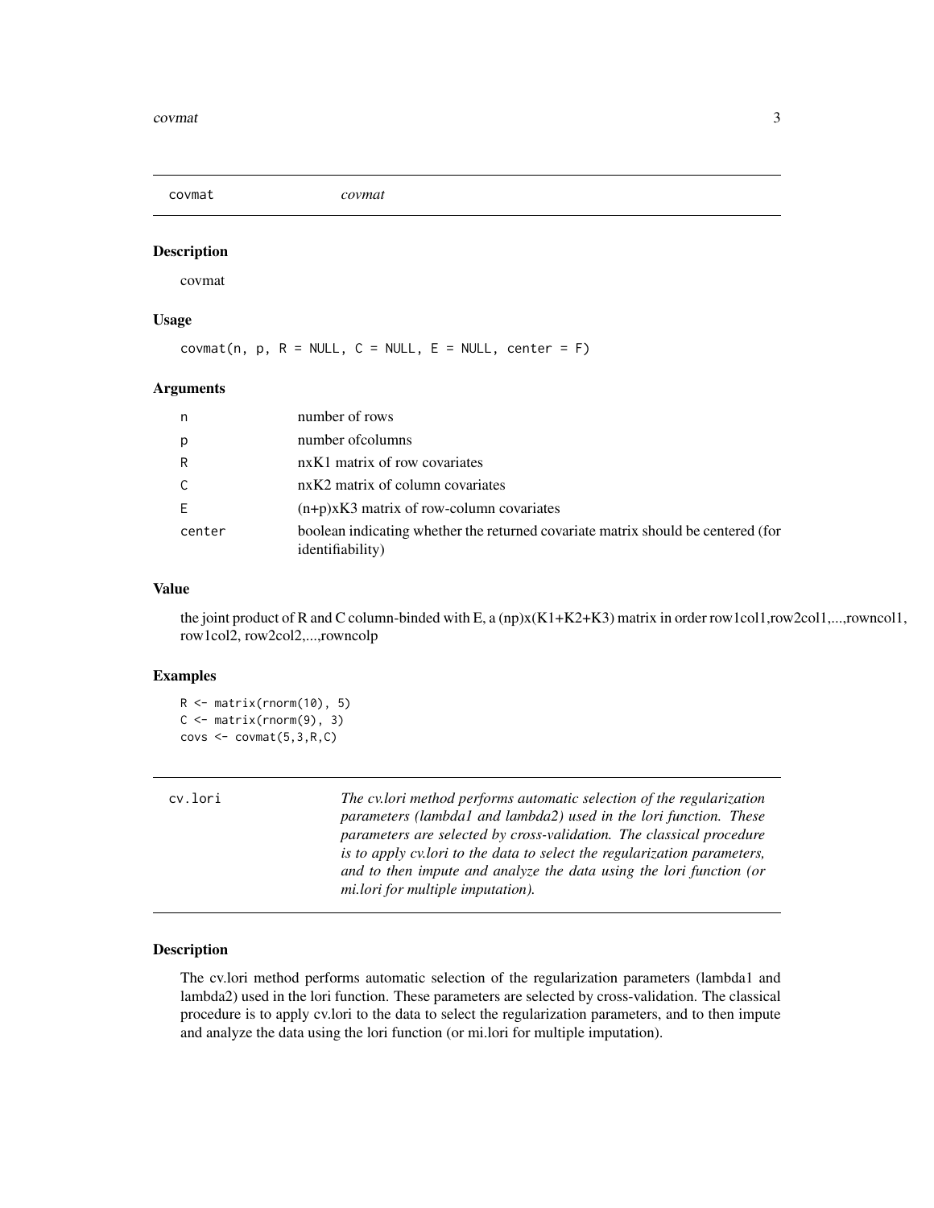## covmat — *covmat*

### Description

covmat

### Usage

```
covmat(n, p, R = NULL, C = NULL, E = NULL, center = F)
```

### Arguments

| Argument | Description |
|---|---|
| n | number of rows |
| p | number ofcolumns |
| R | nxK1 matrix of row covariates |
| C | nxK2 matrix of column covariates |
| E | (n+p)xK3 matrix of row-column covariates |
| center | boolean indicating whether the returned covariate matrix should be centered (for identifiability) |

### Value

the joint product of R and C column-binded with E, a (np)x(K1+K2+K3) matrix in order row1col1,row2col1,...,rowncol1, row1col2, row2col2,...,rowncolp

### Examples

```
R <- matrix(rnorm(10), 5)
C <- matrix(rnorm(9), 3)
covs <- covmat(5,3,R,C)
```

## cv.lori — *The cv.lori method performs automatic selection of the regularization parameters (lambda1 and lambda2) used in the lori function. These parameters are selected by cross-validation. The classical procedure is to apply cv.lori to the data to select the regularization parameters, and to then impute and analyze the data using the lori function (or mi.lori for multiple imputation).*

### Description

The cv.lori method performs automatic selection of the regularization parameters (lambda1 and lambda2) used in the lori function. These parameters are selected by cross-validation. The classical procedure is to apply cv.lori to the data to select the regularization parameters, and to then impute and analyze the data using the lori function (or mi.lori for multiple imputation).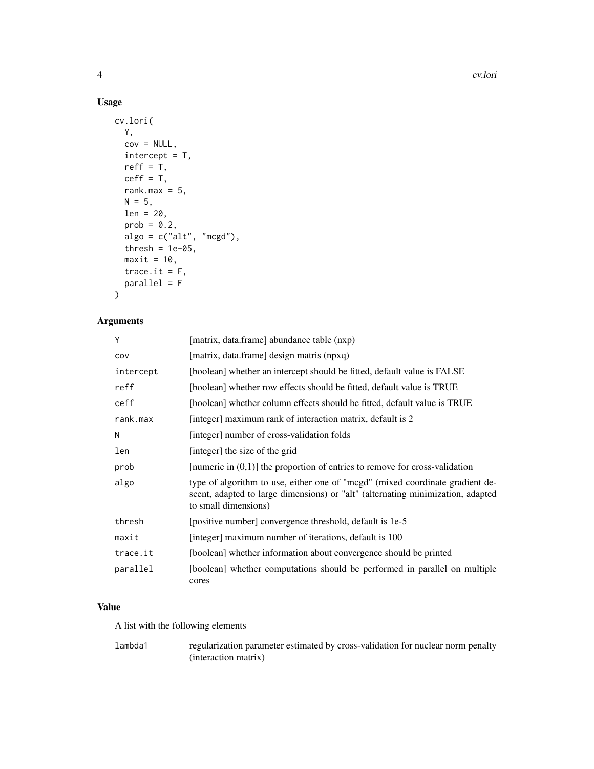## Usage

```
cv.lori(
  Y,
  cov = NULL,
  intercept = T,
  reff = T,
  ceff = T,
  rank.max = 5,
  N = 5,
  len = 20,
  prob = 0.2,
  algo = c("alt", "mcgd"),
  thresh = 1e-05,
  maxit = 10,
  trace.it = F,
  parallel = F
)
```

## Arguments

| | |
|---|---|
| Y | [matrix, data.frame] abundance table (nxp) |
| cov | [matrix, data.frame] design matris (npxq) |
| intercept | [boolean] whether an intercept should be fitted, default value is FALSE |
| reff | [boolean] whether row effects should be fitted, default value is TRUE |
| ceff | [boolean] whether column effects should be fitted, default value is TRUE |
| rank.max | [integer] maximum rank of interaction matrix, default is 2 |
| N | [integer] number of cross-validation folds |
| len | [integer] the size of the grid |
| prob | [numeric in (0,1)] the proportion of entries to remove for cross-validation |
| algo | type of algorithm to use, either one of "mcgd" (mixed coordinate gradient descent, adapted to large dimensions) or "alt" (alternating minimization, adapted to small dimensions) |
| thresh | [positive number] convergence threshold, default is 1e-5 |
| maxit | [integer] maximum number of iterations, default is 100 |
| trace.it | [boolean] whether information about convergence should be printed |
| parallel | [boolean] whether computations should be performed in parallel on multiple cores |

## Value

A list with the following elements

| | |
|---|---|
| lambda1 | regularization parameter estimated by cross-validation for nuclear norm penalty (interaction matrix) |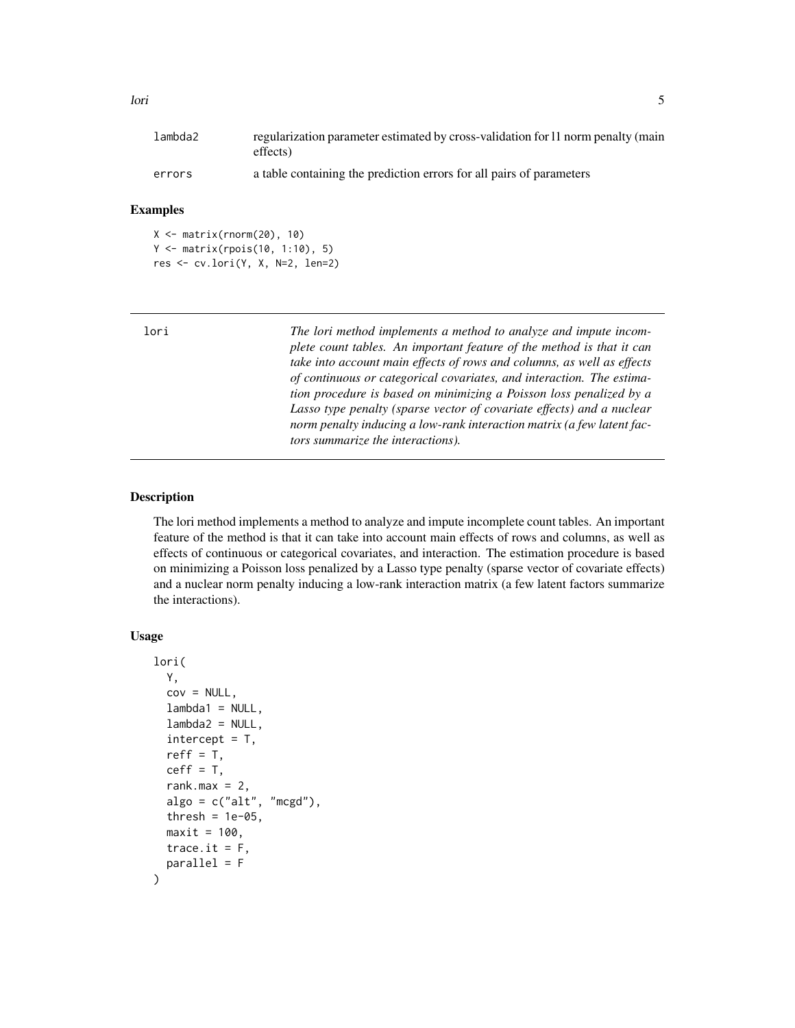| | |
|---|---|
| lambda2 | regularization parameter estimated by cross-validation for l1 norm penalty (main effects) |
| errors | a table containing the prediction errors for all pairs of parameters |

### Examples

```
X <- matrix(rnorm(20), 10)
Y <- matrix(rpois(10, 1:10), 5)
res <- cv.lori(Y, X, N=2, len=2)
```

---

## lori

*The lori method implements a method to analyze and impute incomplete count tables. An important feature of the method is that it can take into account main effects of rows and columns, as well as effects of continuous or categorical covariates, and interaction. The estimation procedure is based on minimizing a Poisson loss penalized by a Lasso type penalty (sparse vector of covariate effects) and a nuclear norm penalty inducing a low-rank interaction matrix (a few latent factors summarize the interactions).*

---

### Description

The lori method implements a method to analyze and impute incomplete count tables. An important feature of the method is that it can take into account main effects of rows and columns, as well as effects of continuous or categorical covariates, and interaction. The estimation procedure is based on minimizing a Poisson loss penalized by a Lasso type penalty (sparse vector of covariate effects) and a nuclear norm penalty inducing a low-rank interaction matrix (a few latent factors summarize the interactions).

### Usage

```
lori(
  Y,
  cov = NULL,
  lambda1 = NULL,
  lambda2 = NULL,
  intercept = T,
  reff = T,
  ceff = T,
  rank.max = 2,
  algo = c("alt", "mcgd"),
  thresh = 1e-05,
  maxit = 100,
  trace.it = F,
  parallel = F
)
```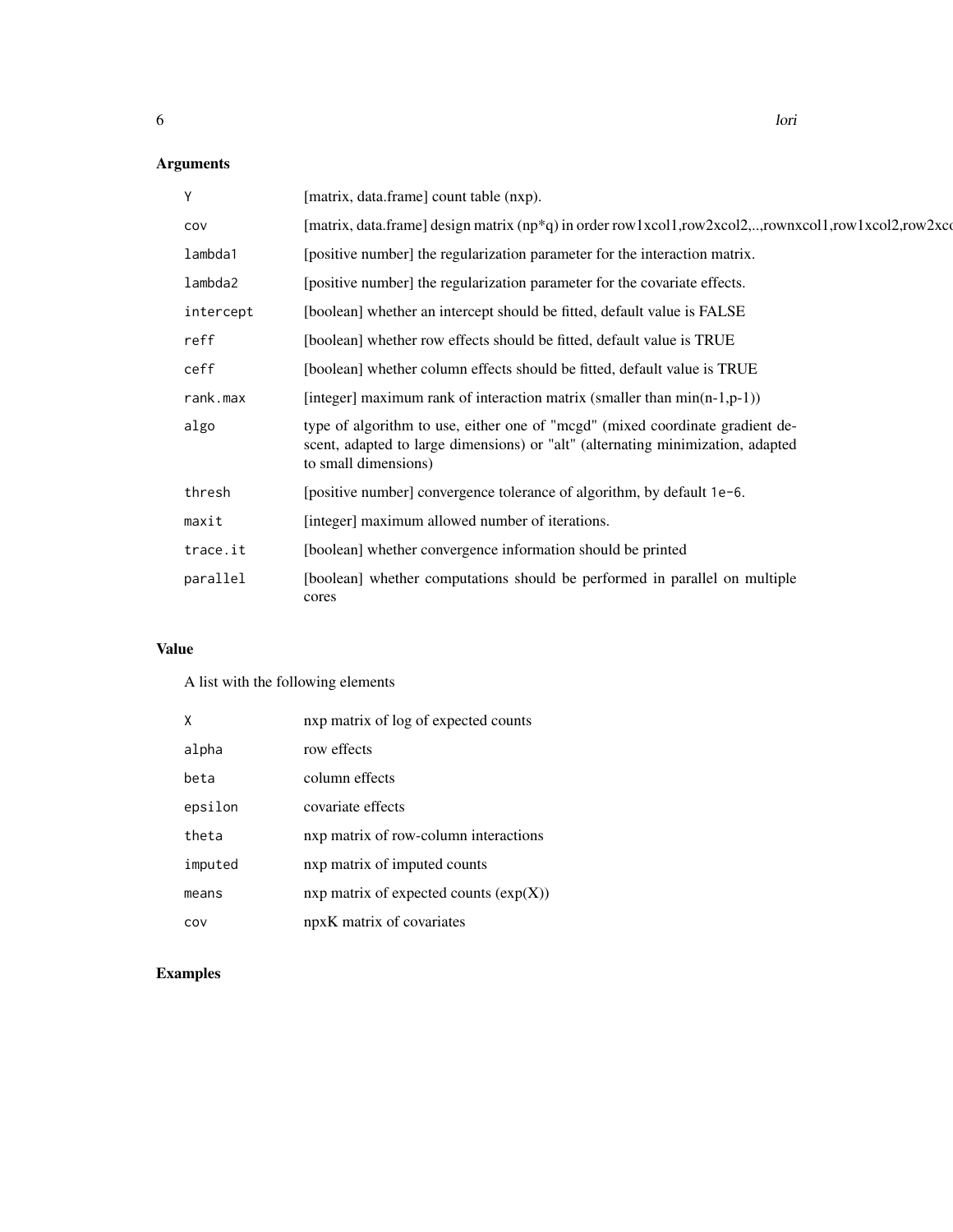## Arguments

| | |
|---|---|
| Y | [matrix, data.frame] count table (nxp). |
| cov | [matrix, data.frame] design matrix (np*q) in order row1xcol1,row2xcol2,..,rownxcol1,row1xcol2,row2xco |
| lambda1 | [positive number] the regularization parameter for the interaction matrix. |
| lambda2 | [positive number] the regularization parameter for the covariate effects. |
| intercept | [boolean] whether an intercept should be fitted, default value is FALSE |
| reff | [boolean] whether row effects should be fitted, default value is TRUE |
| ceff | [boolean] whether column effects should be fitted, default value is TRUE |
| rank.max | [integer] maximum rank of interaction matrix (smaller than min(n-1,p-1)) |
| algo | type of algorithm to use, either one of "mcgd" (mixed coordinate gradient descent, adapted to large dimensions) or "alt" (alternating minimization, adapted to small dimensions) |
| thresh | [positive number] convergence tolerance of algorithm, by default `1e-6`. |
| maxit | [integer] maximum allowed number of iterations. |
| trace.it | [boolean] whether convergence information should be printed |
| parallel | [boolean] whether computations should be performed in parallel on multiple cores |

## Value

A list with the following elements

| | |
|---|---|
| X | nxp matrix of log of expected counts |
| alpha | row effects |
| beta | column effects |
| epsilon | covariate effects |
| theta | nxp matrix of row-column interactions |
| imputed | nxp matrix of imputed counts |
| means | nxp matrix of expected counts (exp(X)) |
| cov | npxK matrix of covariates |

## Examples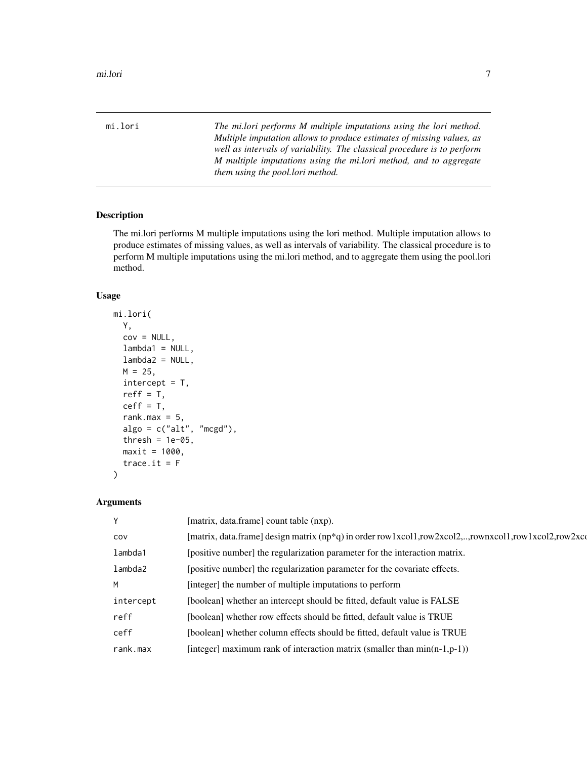mi.lori — *The mi.lori performs M multiple imputations using the lori method. Multiple imputation allows to produce estimates of missing values, as well as intervals of variability. The classical procedure is to perform M multiple imputations using the mi.lori method, and to aggregate them using the pool.lori method.*

## Description

The mi.lori performs M multiple imputations using the lori method. Multiple imputation allows to produce estimates of missing values, as well as intervals of variability. The classical procedure is to perform M multiple imputations using the mi.lori method, and to aggregate them using the pool.lori method.

## Usage

```
mi.lori(
  Y,
  cov = NULL,
  lambda1 = NULL,
  lambda2 = NULL,
  M = 25,
  intercept = T,
  reff = T,
  ceff = T,
  rank.max = 5,
  algo = c("alt", "mcgd"),
  thresh = 1e-05,
  maxit = 1000,
  trace.it = F
)
```

## Arguments

| | |
|---|---|
| Y | [matrix, data.frame] count table (nxp). |
| cov | [matrix, data.frame] design matrix (np*q) in order row1xcol1,row2xcol2,..,rownxcol1,row1xcol2,row2xc |
| lambda1 | [positive number] the regularization parameter for the interaction matrix. |
| lambda2 | [positive number] the regularization parameter for the covariate effects. |
| M | [integer] the number of multiple imputations to perform |
| intercept | [boolean] whether an intercept should be fitted, default value is FALSE |
| reff | [boolean] whether row effects should be fitted, default value is TRUE |
| ceff | [boolean] whether column effects should be fitted, default value is TRUE |
| rank.max | [integer] maximum rank of interaction matrix (smaller than min(n-1,p-1)) |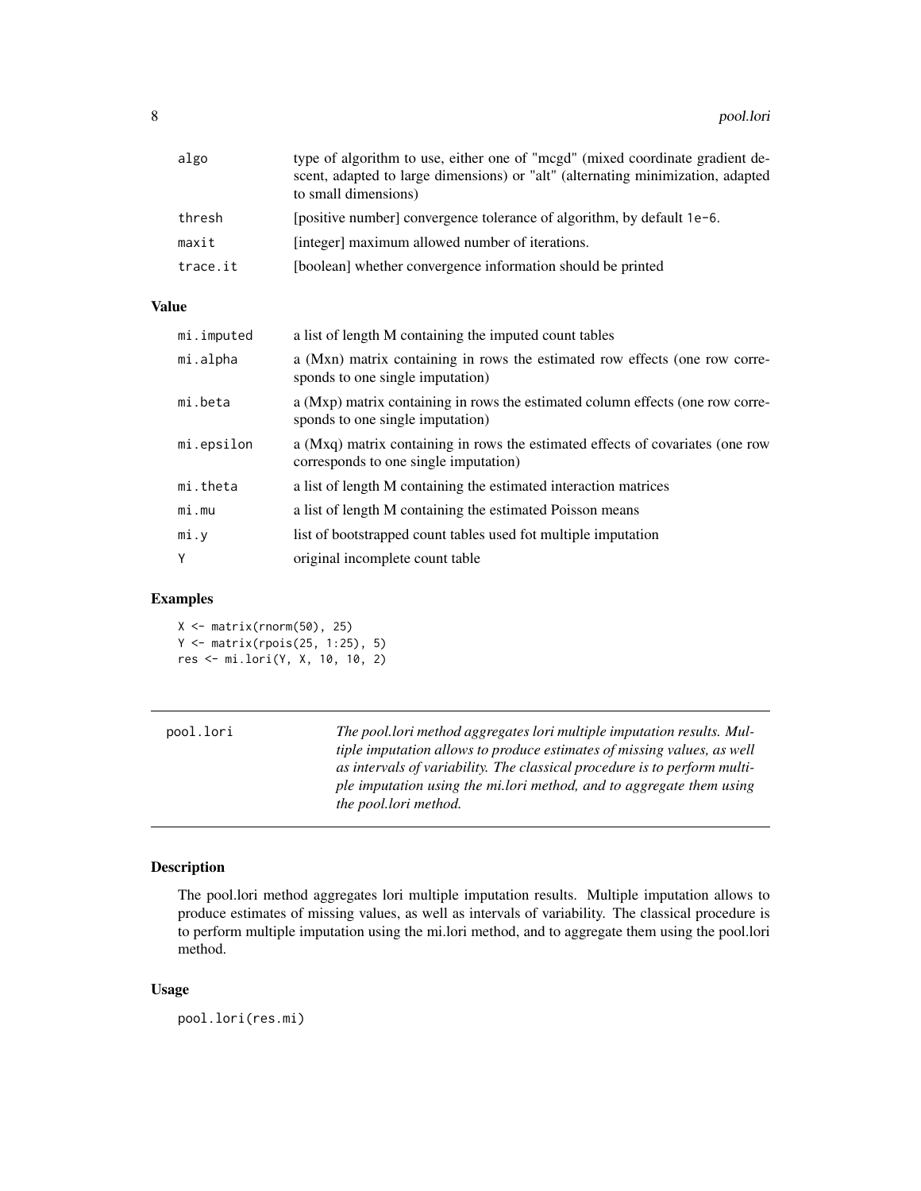| | |
|---|---|
| algo | type of algorithm to use, either one of "mcgd" (mixed coordinate gradient descent, adapted to large dimensions) or "alt" (alternating minimization, adapted to small dimensions) |
| thresh | [positive number] convergence tolerance of algorithm, by default 1e-6. |
| maxit | [integer] maximum allowed number of iterations. |
| trace.it | [boolean] whether convergence information should be printed |

### Value

| | |
|---|---|
| mi.imputed | a list of length M containing the imputed count tables |
| mi.alpha | a (Mxn) matrix containing in rows the estimated row effects (one row corresponds to one single imputation) |
| mi.beta | a (Mxp) matrix containing in rows the estimated column effects (one row corresponds to one single imputation) |
| mi.epsilon | a (Mxq) matrix containing in rows the estimated effects of covariates (one row corresponds to one single imputation) |
| mi.theta | a list of length M containing the estimated interaction matrices |
| mi.mu | a list of length M containing the estimated Poisson means |
| mi.y | list of bootstrapped count tables used fot multiple imputation |
| Y | original incomplete count table |

### Examples

```
X <- matrix(rnorm(50), 25)
Y <- matrix(rpois(25, 1:25), 5)
res <- mi.lori(Y, X, 10, 10, 2)
```

---

## pool.lori

*The pool.lori method aggregates lori multiple imputation results. Multiple imputation allows to produce estimates of missing values, as well as intervals of variability. The classical procedure is to perform multiple imputation using the mi.lori method, and to aggregate them using the pool.lori method.*

---

### Description

The pool.lori method aggregates lori multiple imputation results. Multiple imputation allows to produce estimates of missing values, as well as intervals of variability. The classical procedure is to perform multiple imputation using the mi.lori method, and to aggregate them using the pool.lori method.

### Usage

```
pool.lori(res.mi)
```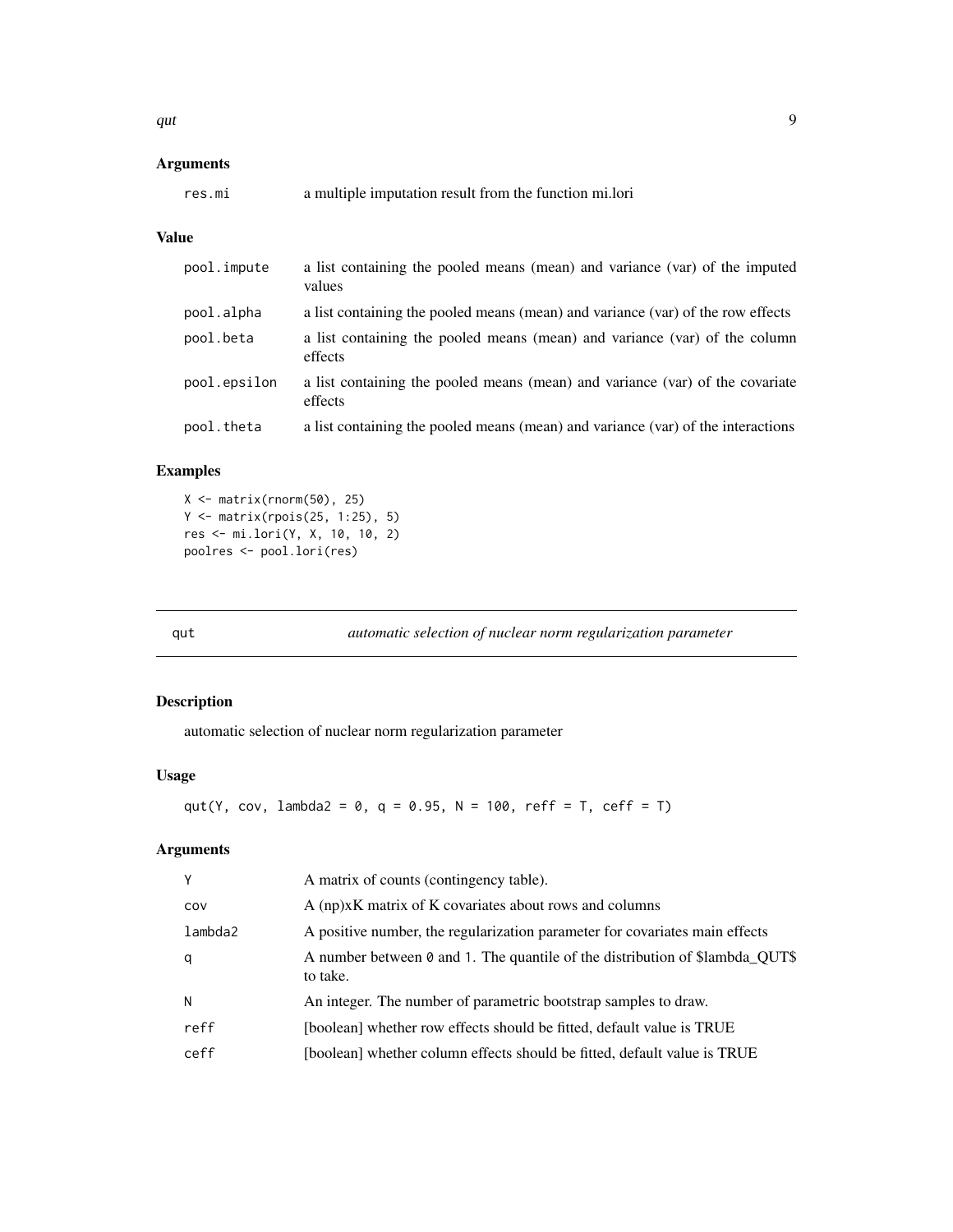### Arguments

| | |
|---|---|
| res.mi | a multiple imputation result from the function mi.lori |

### Value

| | |
|---|---|
| pool.impute | a list containing the pooled means (mean) and variance (var) of the imputed values |
| pool.alpha | a list containing the pooled means (mean) and variance (var) of the row effects |
| pool.beta | a list containing the pooled means (mean) and variance (var) of the column effects |
| pool.epsilon | a list containing the pooled means (mean) and variance (var) of the covariate effects |
| pool.theta | a list containing the pooled means (mean) and variance (var) of the interactions |

### Examples

```
X <- matrix(rnorm(50), 25)
Y <- matrix(rpois(25, 1:25), 5)
res <- mi.lori(Y, X, 10, 10, 2)
poolres <- pool.lori(res)
```

---

## qut — *automatic selection of nuclear norm regularization parameter*

---

### Description

automatic selection of nuclear norm regularization parameter

### Usage

```
qut(Y, cov, lambda2 = 0, q = 0.95, N = 100, reff = T, ceff = T)
```

### Arguments

| | |
|---|---|
| Y | A matrix of counts (contingency table). |
| cov | A (np)xK matrix of K covariates about rows and columns |
| lambda2 | A positive number, the regularization parameter for covariates main effects |
| q | A number between 0 and 1. The quantile of the distribution of $lambda_QUT$ to take. |
| N | An integer. The number of parametric bootstrap samples to draw. |
| reff | [boolean] whether row effects should be fitted, default value is TRUE |
| ceff | [boolean] whether column effects should be fitted, default value is TRUE |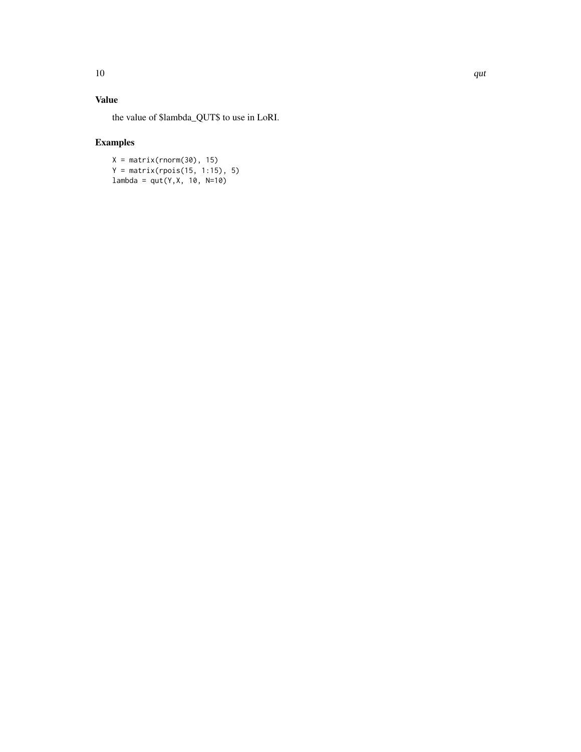# Value

the value of $lambda_QUT$ to use in LoRI.

# Examples

```
X = matrix(rnorm(30), 15)
Y = matrix(rpois(15, 1:15), 5)
lambda = qut(Y,X, 10, N=10)
```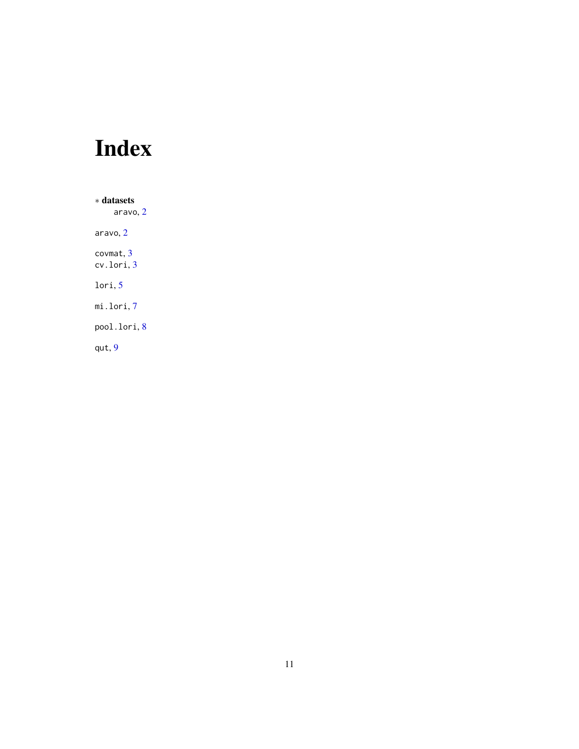# Index

* **datasets**
    aravo, 2

aravo, 2

covmat, 3
cv.lori, 3

lori, 5

mi.lori, 7

pool.lori, 8

qut, 9